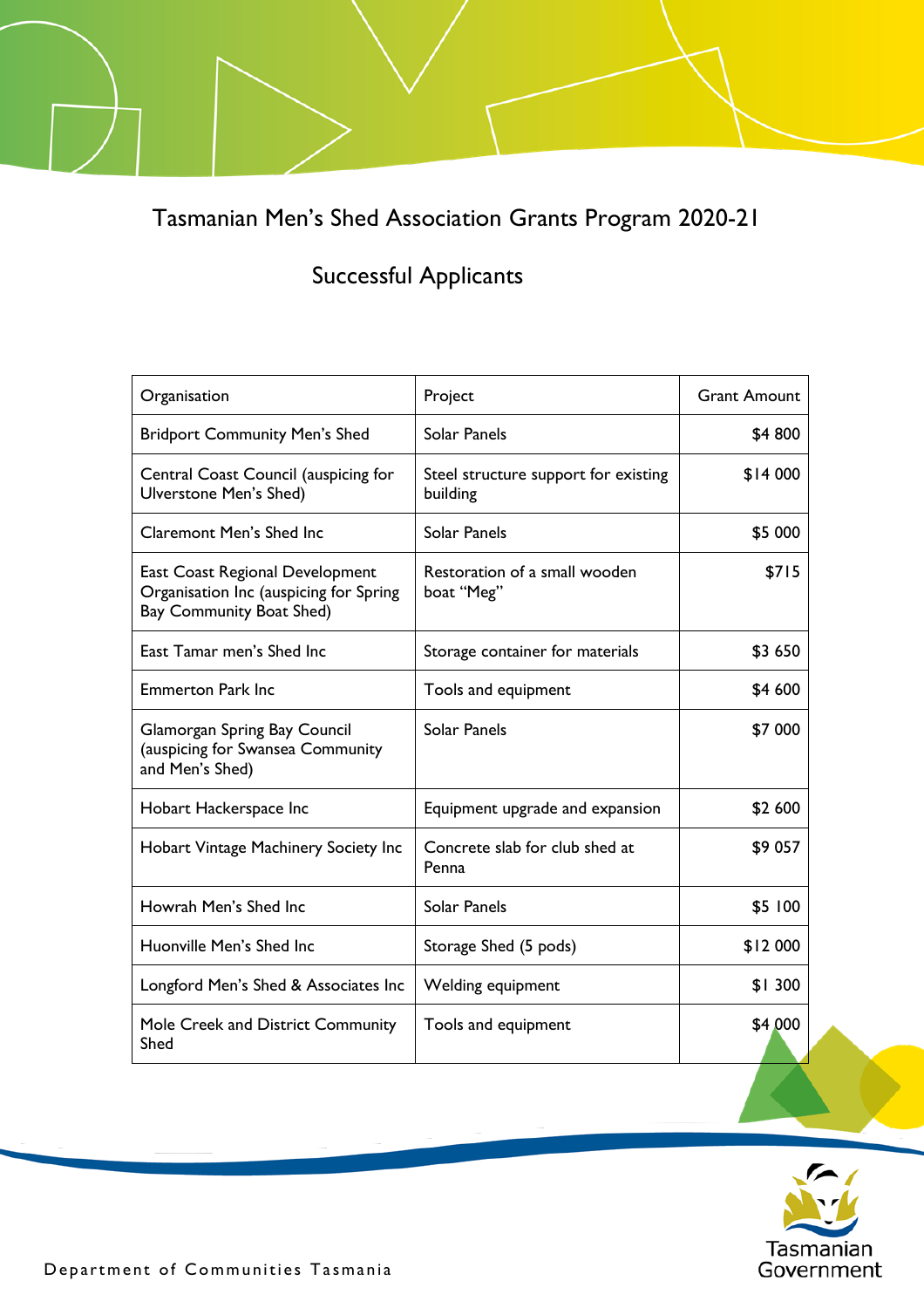# Tasmanian Men's Shed Association Grants Program 2020-21

## Successful Applicants

| Organisation | Project | Grant Amount |
|---|---|---|
| Bridport Community Men's Shed | Solar Panels | $4 800 |
| Central Coast Council (auspicing for Ulverstone Men's Shed) | Steel structure support for existing building | $14 000 |
| Claremont Men's Shed Inc | Solar Panels | $5 000 |
| East Coast Regional Development Organisation Inc (auspicing for Spring Bay Community Boat Shed) | Restoration of a small wooden boat "Meg" | $715 |
| East Tamar men's Shed Inc | Storage container for materials | $3 650 |
| Emmerton Park Inc | Tools and equipment | $4 600 |
| Glamorgan Spring Bay Council (auspicing for Swansea Community and Men's Shed) | Solar Panels | $7 000 |
| Hobart Hackerspace Inc | Equipment upgrade and expansion | $2 600 |
| Hobart Vintage Machinery Society Inc | Concrete slab for club shed at Penna | $9 057 |
| Howrah Men's Shed Inc | Solar Panels | $5 100 |
| Huonville Men's Shed Inc | Storage Shed (5 pods) | $12 000 |
| Longford Men's Shed & Associates Inc | Welding equipment | $1 300 |
| Mole Creek and District Community Shed | Tools and equipment | $4 000 |

Department of Communities Tasmania

Tasmanian Government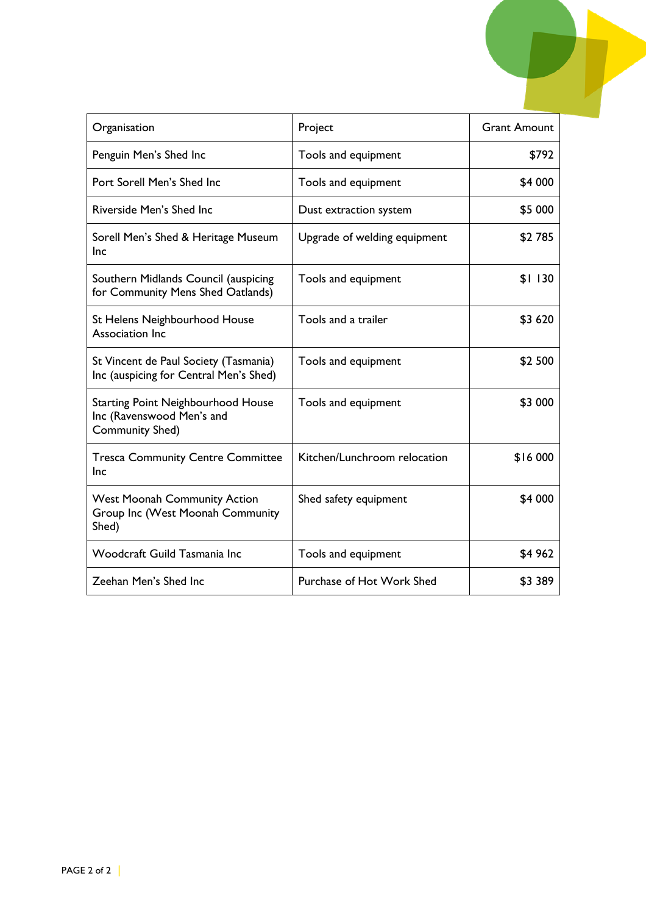| Organisation | Project | Grant Amount |
|---|---|---|
| Penguin Men's Shed Inc | Tools and equipment | $792 |
| Port Sorell Men's Shed Inc | Tools and equipment | $4 000 |
| Riverside Men's Shed Inc | Dust extraction system | $5 000 |
| Sorell Men's Shed & Heritage Museum Inc | Upgrade of welding equipment | $2 785 |
| Southern Midlands Council (auspicing for Community Mens Shed Oatlands) | Tools and equipment | $1 130 |
| St Helens Neighbourhood House Association Inc | Tools and a trailer | $3 620 |
| St Vincent de Paul Society (Tasmania) Inc (auspicing for Central Men's Shed) | Tools and equipment | $2 500 |
| Starting Point Neighbourhood House Inc (Ravenswood Men's and Community Shed) | Tools and equipment | $3 000 |
| Tresca Community Centre Committee Inc | Kitchen/Lunchroom relocation | $16 000 |
| West Moonah Community Action Group Inc (West Moonah Community Shed) | Shed safety equipment | $4 000 |
| Woodcraft Guild Tasmania Inc | Tools and equipment | $4 962 |
| Zeehan Men's Shed Inc | Purchase of Hot Work Shed | $3 389 |